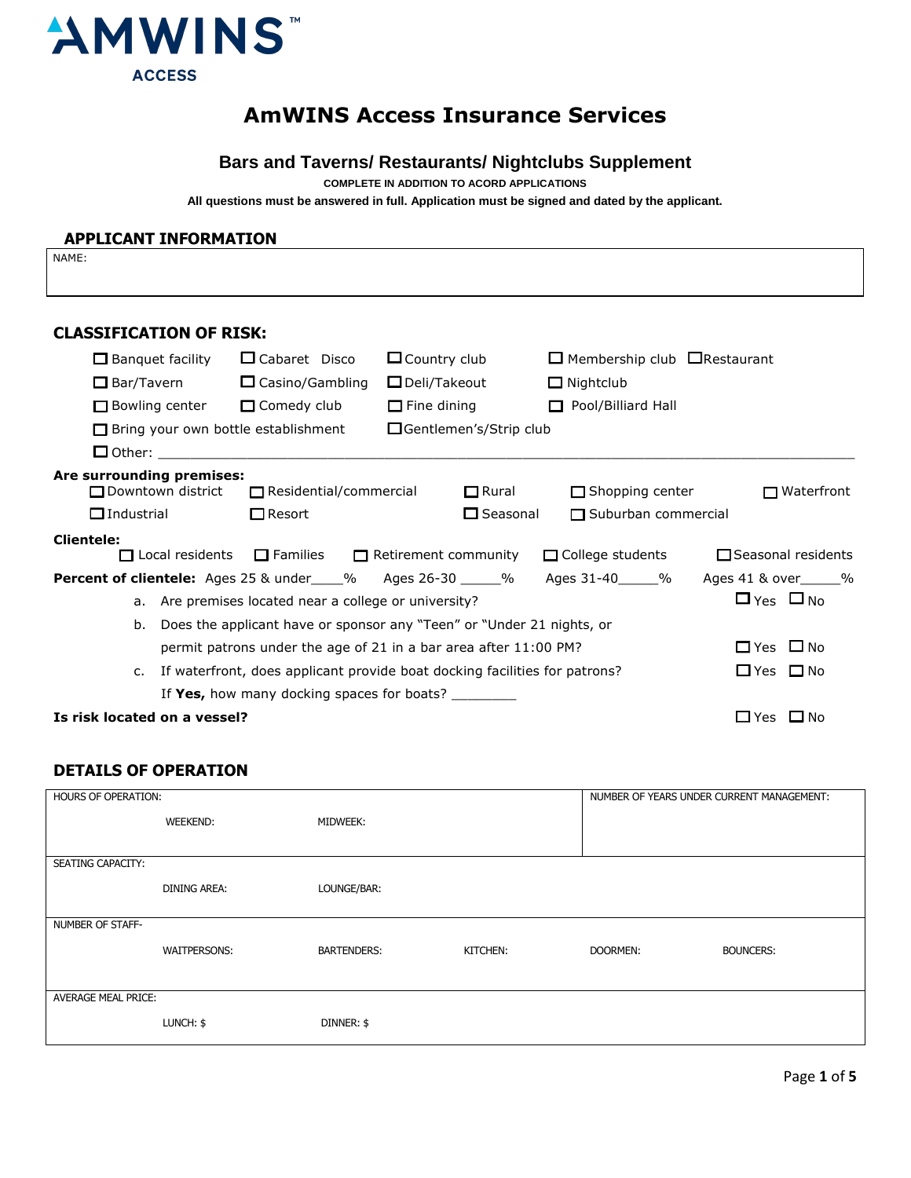AMWINS™ ACCESS

# AmWINS Access Insurance Services

## Bars and Taverns/ Restaurants/ Nightclubs Supplement

**COMPLETE IN ADDITION TO ACORD APPLICATIONS**

**All questions must be answered in full. Application must be signed and dated by the applicant.**

### APPLICANT INFORMATION

| NAME: |
|---|
| |

### CLASSIFICATION OF RISK:

☐ Banquet facility ☐ Cabaret Disco ☐ Country club ☐ Membership club ☐ Restaurant

☐ Bar/Tavern ☐ Casino/Gambling ☐ Deli/Takeout ☐ Nightclub

☐ Bowling center ☐ Comedy club ☐ Fine dining ☐ Pool/Billiard Hall

☐ Bring your own bottle establishment ☐ Gentlemen's/Strip club

☐ Other: ______________________________________________________________________________

**Are surrounding premises:**

☐ Downtown district ☐ Residential/commercial ☐ Rural ☐ Shopping center ☐ Waterfront

☐ Industrial ☐ Resort ☐ Seasonal ☐ Suburban commercial

**Clientele:**

☐ Local residents ☐ Families ☐ Retirement community ☐ College students ☐ Seasonal residents

**Percent of clientele:** Ages 25 & under____% Ages 26-30 _____% Ages 31-40_____% Ages 41 & over_____%

a. Are premises located near a college or university? ☐ Yes ☐ No

b. Does the applicant have or sponsor any "Teen" or "Under 21 nights, or permit patrons under the age of 21 in a bar area after 11:00 PM? ☐ Yes ☐ No

c. If waterfront, does applicant provide boat docking facilities for patrons? ☐ Yes ☐ No

If **Yes,** how many docking spaces for boats? ________

**Is risk located on a vessel?** ☐ Yes ☐ No

### DETAILS OF OPERATION

| HOURS OF OPERATION: | | | NUMBER OF YEARS UNDER CURRENT MANAGEMENT: | |
|---|---|---|---|---|
| WEEKEND: | MIDWEEK: | | | |
| SEATING CAPACITY: | | | | |
| DINING AREA: | LOUNGE/BAR: | | | |
| NUMBER OF STAFF- | | | | |
| WAITPERSONS: | BARTENDERS: | KITCHEN: | DOORMEN: | BOUNCERS: |
| AVERAGE MEAL PRICE: | | | | |
| LUNCH: $ | DINNER: $ | | | |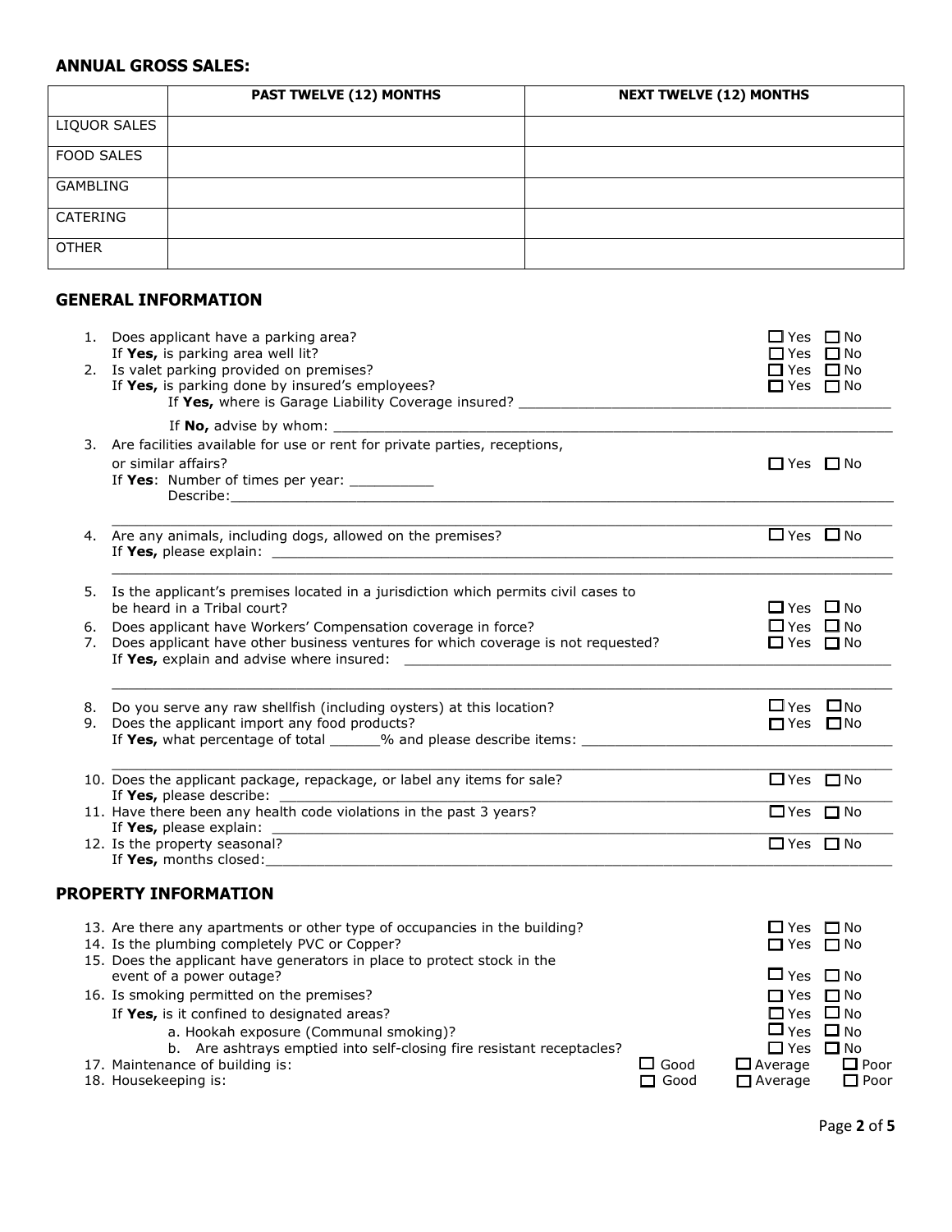## ANNUAL GROSS SALES:

| | PAST TWELVE (12) MONTHS | NEXT TWELVE (12) MONTHS |
|---|---|---|
| LIQUOR SALES | | |
| FOOD SALES | | |
| GAMBLING | | |
| CATERING | | |
| OTHER | | |

## GENERAL INFORMATION

1. Does applicant have a parking area? ☐ Yes ☐ No
   If **Yes,** is parking area well lit? ☐ Yes ☐ No
2. Is valet parking provided on premises? ☐ Yes ☐ No
   If **Yes,** is parking done by insured's employees? ☐ Yes ☐ No
   If **Yes,** where is Garage Liability Coverage insured? ____________________________________________
   If **No,** advise by whom: ____________________________________________
3. Are facilities available for use or rent for private parties, receptions, or similar affairs? ☐ Yes ☐ No
   If **Yes**: Number of times per year: __________
   Describe: ____________________________________________
   ____________________________________________
4. Are any animals, including dogs, allowed on the premises? ☐ Yes ☐ No
   If **Yes,** please explain: ____________________________________________
   ____________________________________________
5. Is the applicant's premises located in a jurisdiction which permits civil cases to be heard in a Tribal court? ☐ Yes ☐ No
6. Does applicant have Workers' Compensation coverage in force? ☐ Yes ☐ No
7. Does applicant have other business ventures for which coverage is not requested? ☐ Yes ☐ No
   If **Yes,** explain and advise where insured: ____________________________________________
   ____________________________________________
8. Do you serve any raw shellfish (including oysters) at this location? ☐ Yes ☐ No
9. Does the applicant import any food products? ☐ Yes ☐ No
   If **Yes,** what percentage of total ______% and please describe items: ____________________________________________
   ____________________________________________
10. Does the applicant package, repackage, or label any items for sale? ☐ Yes ☐ No
    If **Yes,** please describe: ____________________________________________
11. Have there been any health code violations in the past 3 years? ☐ Yes ☐ No
    If **Yes,** please explain: ____________________________________________
12. Is the property seasonal? ☐ Yes ☐ No
    If **Yes,** months closed: ____________________________________________

## PROPERTY INFORMATION

13. Are there any apartments or other type of occupancies in the building? ☐ Yes ☐ No
14. Is the plumbing completely PVC or Copper? ☐ Yes ☐ No
15. Does the applicant have generators in place to protect stock in the event of a power outage? ☐ Yes ☐ No
16. Is smoking permitted on the premises? ☐ Yes ☐ No
    If **Yes,** is it confined to designated areas? ☐ Yes ☐ No
    a. Hookah exposure (Communal smoking)? ☐ Yes ☐ No
    b. Are ashtrays emptied into self-closing fire resistant receptacles? ☐ Yes ☐ No
17. Maintenance of building is: ☐ Good ☐ Average ☐ Poor
18. Housekeeping is: ☐ Good ☐ Average ☐ Poor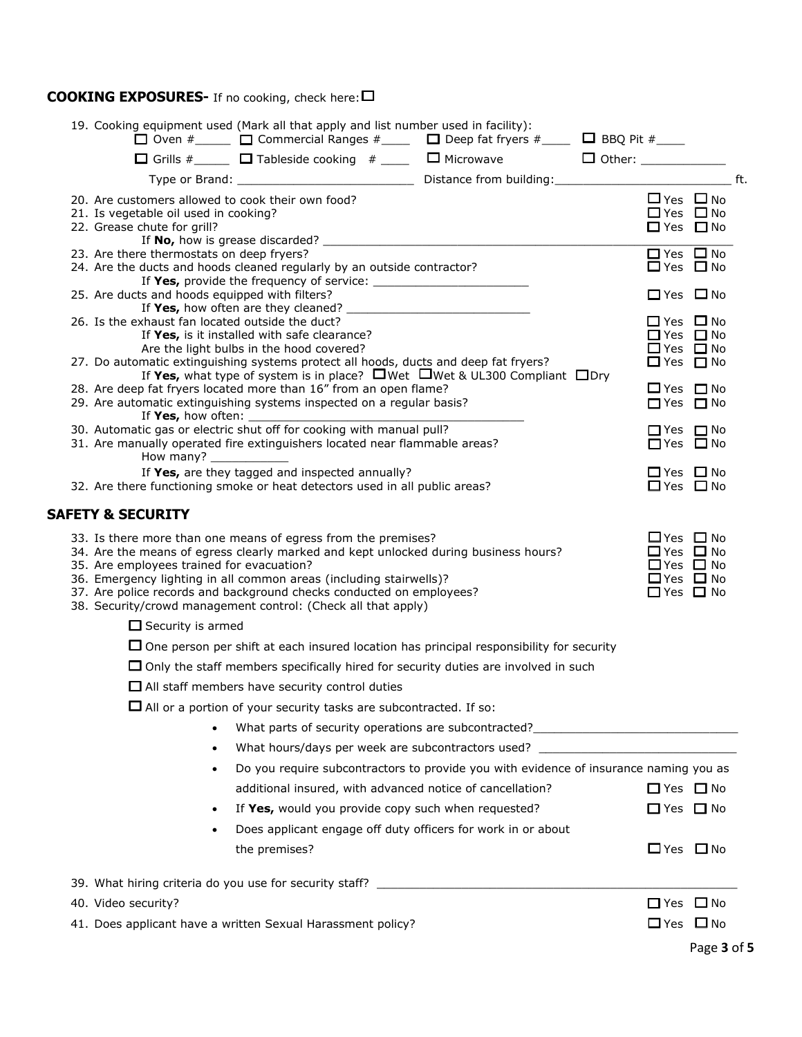## COOKING EXPOSURES- If no cooking, check here: ☐

19. Cooking equipment used (Mark all that apply and list number used in facility):
    ☐ Oven #_____ ☐ Commercial Ranges #____ ☐ Deep fat fryers #____ ☐ BBQ Pit #____
    ☐ Grills #_____ ☐ Tableside cooking # ____ ☐ Microwave ☐ Other: ____________
    Type or Brand: ________________________ Distance from building:_________________________ ft.
20. Are customers allowed to cook their own food? ☐ Yes ☐ No
21. Is vegetable oil used in cooking? ☐ Yes ☐ No
22. Grease chute for grill? ☐ Yes ☐ No
    If **No,** how is grease discarded? ________________________________________________
23. Are there thermostats on deep fryers? ☐ Yes ☐ No
24. Are the ducts and hoods cleaned regularly by an outside contractor? ☐ Yes ☐ No
    If **Yes,** provide the frequency of service: ______________________
25. Are ducts and hoods equipped with filters? ☐ Yes ☐ No
    If **Yes,** how often are they cleaned? ___________________________
26. Is the exhaust fan located outside the duct? ☐ Yes ☐ No
    If **Yes,** is it installed with safe clearance? ☐ Yes ☐ No
    Are the light bulbs in the hood covered? ☐ Yes ☐ No
27. Do automatic extinguishing systems protect all hoods, ducts and deep fat fryers? ☐ Yes ☐ No
    If **Yes,** what type of system is in place? ☐ Wet ☐ Wet & UL300 Compliant ☐ Dry
28. Are deep fat fryers located more than 16" from an open flame? ☐ Yes ☐ No
29. Are automatic extinguishing systems inspected on a regular basis? ☐ Yes ☐ No
    If **Yes,** how often: _______________________________________
30. Automatic gas or electric shut off for cooking with manual pull? ☐ Yes ☐ No
31. Are manually operated fire extinguishers located near flammable areas? ☐ Yes ☐ No
    How many? ___________
    If **Yes,** are they tagged and inspected annually? ☐ Yes ☐ No
32. Are there functioning smoke or heat detectors used in all public areas? ☐ Yes ☐ No

## SAFETY & SECURITY

33. Is there more than one means of egress from the premises? ☐ Yes ☐ No
34. Are the means of egress clearly marked and kept unlocked during business hours? ☐ Yes ☐ No
35. Are employees trained for evacuation? ☐ Yes ☐ No
36. Emergency lighting in all common areas (including stairwells)? ☐ Yes ☐ No
37. Are police records and background checks conducted on employees? ☐ Yes ☐ No
38. Security/crowd management control: (Check all that apply)

    ☐ Security is armed

    ☐ One person per shift at each insured location has principal responsibility for security

    ☐ Only the staff members specifically hired for security duties are involved in such

    ☐ All staff members have security control duties

    ☐ All or a portion of your security tasks are subcontracted. If so:

    - What parts of security operations are subcontracted?_____________________________
    - What hours/days per week are subcontractors used? ___________________________
    - Do you require subcontractors to provide you with evidence of insurance naming you as additional insured, with advanced notice of cancellation? ☐ Yes ☐ No
    - If **Yes,** would you provide copy such when requested? ☐ Yes ☐ No
    - Does applicant engage off duty officers for work in or about the premises? ☐ Yes ☐ No

39. What hiring criteria do you use for security staff? ____________________________________________
40. Video security? ☐ Yes ☐ No
41. Does applicant have a written Sexual Harassment policy? ☐ Yes ☐ No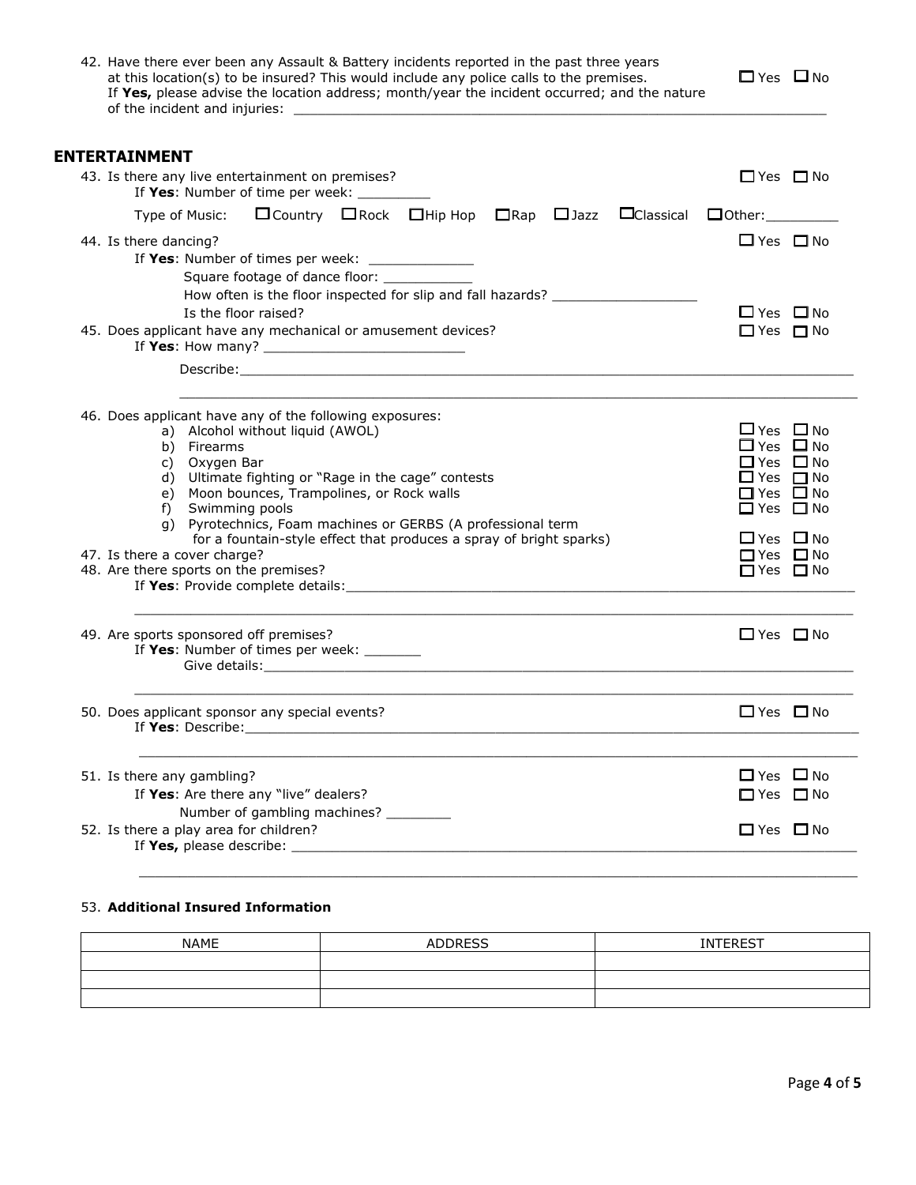42. Have there ever been any Assault & Battery incidents reported in the past three years at this location(s) to be insured? This would include any police calls to the premises. ☐ Yes ☐ No
    If **Yes,** please advise the location address; month/year the incident occurred; and the nature of the incident and injuries: ___________________________________________

## ENTERTAINMENT

43. Is there any live entertainment on premises? ☐ Yes ☐ No
    If **Yes**: Number of time per week: _________
    Type of Music: ☐ Country ☐ Rock ☐ Hip Hop ☐ Rap ☐ Jazz ☐ Classical ☐ Other:_________

44. Is there dancing? ☐ Yes ☐ No
    If **Yes**: Number of times per week: _____________
    Square footage of dance floor: ___________
    How often is the floor inspected for slip and fall hazards? __________________
    Is the floor raised? ☐ Yes ☐ No

45. Does applicant have any mechanical or amusement devices? ☐ Yes ☐ No
    If **Yes**: How many? _________________________
    Describe:_____________________________________________________________

46. Does applicant have any of the following exposures:
    a) Alcohol without liquid (AWOL) ☐ Yes ☐ No
    b) Firearms ☐ Yes ☐ No
    c) Oxygen Bar ☐ Yes ☐ No
    d) Ultimate fighting or "Rage in the cage" contests ☐ Yes ☐ No
    e) Moon bounces, Trampolines, or Rock walls ☐ Yes ☐ No
    f) Swimming pools ☐ Yes ☐ No
    g) Pyrotechnics, Foam machines or GERBS (A professional term for a fountain-style effect that produces a spray of bright sparks) ☐ Yes ☐ No

47. Is there a cover charge? ☐ Yes ☐ No

48. Are there sports on the premises? ☐ Yes ☐ No
    If **Yes**: Provide complete details:__________________________________________

49. Are sports sponsored off premises? ☐ Yes ☐ No
    If **Yes**: Number of times per week: _______
    Give details:_____________________________________________________________

50. Does applicant sponsor any special events? ☐ Yes ☐ No
    If **Yes**: Describe:__________________________________________________________

51. Is there any gambling? ☐ Yes ☐ No
    If **Yes**: Are there any "live" dealers? ☐ Yes ☐ No
    Number of gambling machines? ________

52. Is there a play area for children? ☐ Yes ☐ No
    If **Yes,** please describe: ___________________________________________________

53. **Additional Insured Information**

| NAME | ADDRESS | INTEREST |
| --- | --- | --- |
| | | |
| | | |
| | | |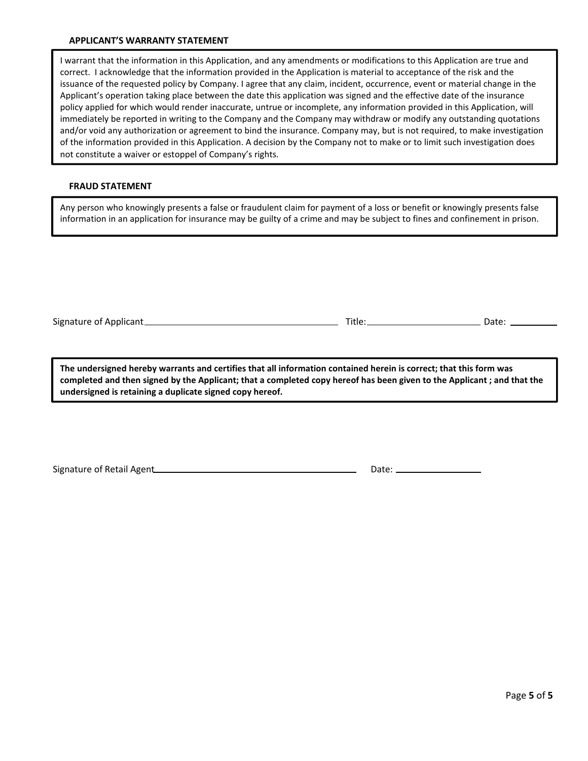**APPLICANT'S WARRANTY STATEMENT**

I warrant that the information in this Application, and any amendments or modifications to this Application are true and correct. I acknowledge that the information provided in the Application is material to acceptance of the risk and the issuance of the requested policy by Company. I agree that any claim, incident, occurrence, event or material change in the Applicant's operation taking place between the date this application was signed and the effective date of the insurance policy applied for which would render inaccurate, untrue or incomplete, any information provided in this Application, will immediately be reported in writing to the Company and the Company may withdraw or modify any outstanding quotations and/or void any authorization or agreement to bind the insurance. Company may, but is not required, to make investigation of the information provided in this Application. A decision by the Company not to make or to limit such investigation does not constitute a waiver or estoppel of Company's rights.

**FRAUD STATEMENT**

Any person who knowingly presents a false or fraudulent claim for payment of a loss or benefit or knowingly presents false information in an application for insurance may be guilty of a crime and may be subject to fines and confinement in prison.

Signature of Applicant_______________________________ Title:____________________ Date: __________

**The undersigned hereby warrants and certifies that all information contained herein is correct; that this form was completed and then signed by the Applicant; that a completed copy hereof has been given to the Applicant ; and that the undersigned is retaining a duplicate signed copy hereof.**

Signature of Retail Agent_______________________________ Date: ________________